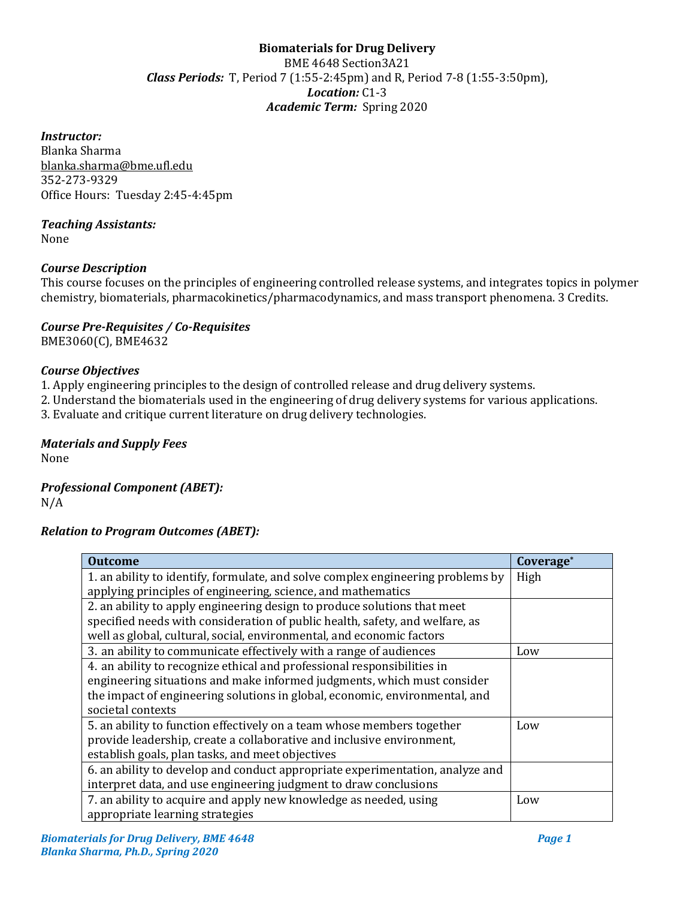**Biomaterials for Drug Delivery**
BME 4648 Section3A21
***Class Periods:*** T, Period 7 (1:55-2:45pm) and R, Period 7-8 (1:55-3:50pm),
***Location:*** C1-3
***Academic Term:*** Spring 2020

***Instructor:***
Blanka Sharma
blanka.sharma@bme.ufl.edu
352-273-9329
Office Hours: Tuesday 2:45-4:45pm

***Teaching Assistants:***
None

***Course Description***
This course focuses on the principles of engineering controlled release systems, and integrates topics in polymer chemistry, biomaterials, pharmacokinetics/pharmacodynamics, and mass transport phenomena. 3 Credits.

***Course Pre-Requisites / Co-Requisites***
BME3060(C), BME4632

***Course Objectives***
1. Apply engineering principles to the design of controlled release and drug delivery systems.
2. Understand the biomaterials used in the engineering of drug delivery systems for various applications.
3. Evaluate and critique current literature on drug delivery technologies.

***Materials and Supply Fees***
None

***Professional Component (ABET):***
N/A

***Relation to Program Outcomes (ABET):***

| Outcome | Coverage* |
|---|---|
| 1. an ability to identify, formulate, and solve complex engineering problems by applying principles of engineering, science, and mathematics | High |
| 2. an ability to apply engineering design to produce solutions that meet specified needs with consideration of public health, safety, and welfare, as well as global, cultural, social, environmental, and economic factors | |
| 3. an ability to communicate effectively with a range of audiences | Low |
| 4. an ability to recognize ethical and professional responsibilities in engineering situations and make informed judgments, which must consider the impact of engineering solutions in global, economic, environmental, and societal contexts | |
| 5. an ability to function effectively on a team whose members together provide leadership, create a collaborative and inclusive environment, establish goals, plan tasks, and meet objectives | Low |
| 6. an ability to develop and conduct appropriate experimentation, analyze and interpret data, and use engineering judgment to draw conclusions | |
| 7. an ability to acquire and apply new knowledge as needed, using appropriate learning strategies | Low |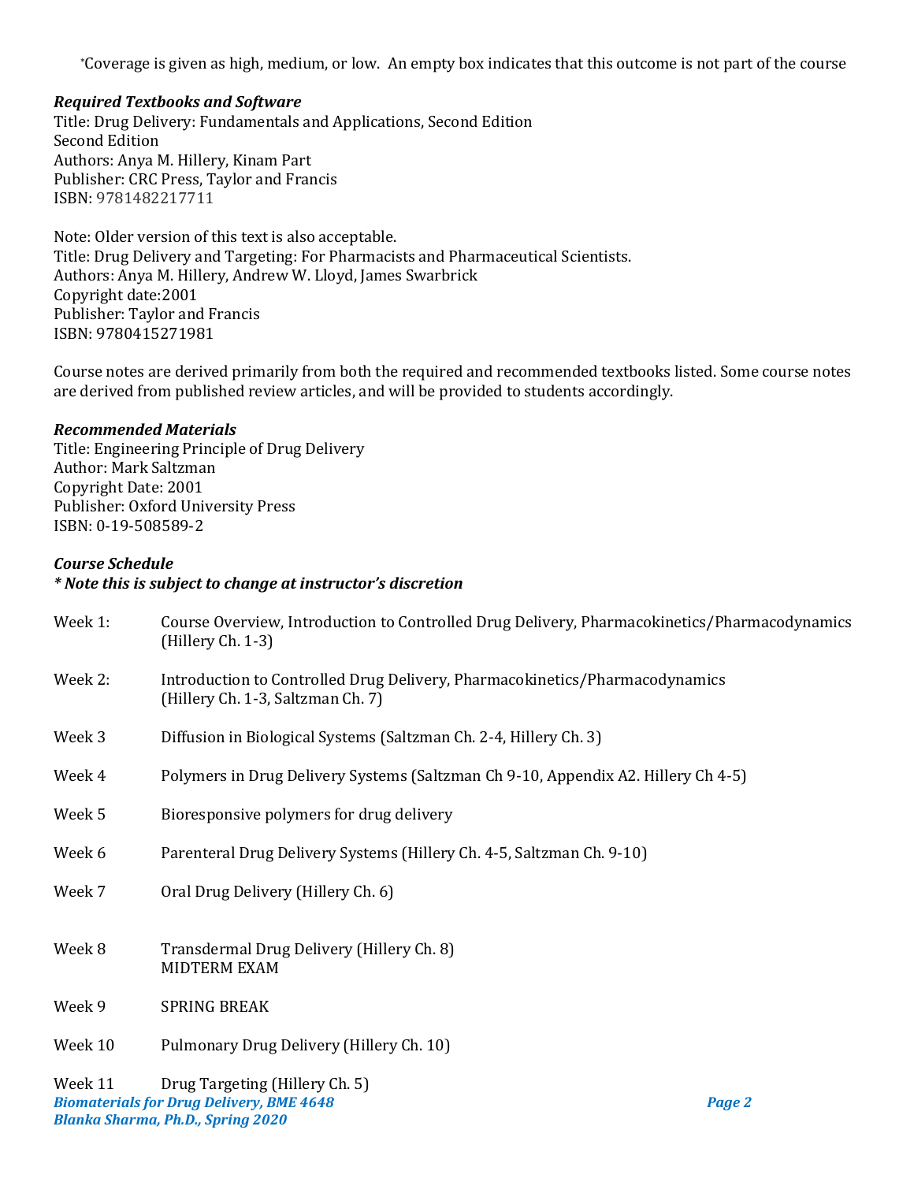*Coverage is given as high, medium, or low. An empty box indicates that this outcome is not part of the course

***Required Textbooks and Software***

Title: Drug Delivery: Fundamentals and Applications, Second Edition
Second Edition
Authors: Anya M. Hillery, Kinam Part
Publisher: CRC Press, Taylor and Francis
ISBN: 9781482217711

Note: Older version of this text is also acceptable.
Title: Drug Delivery and Targeting: For Pharmacists and Pharmaceutical Scientists.
Authors: Anya M. Hillery, Andrew W. Lloyd, James Swarbrick
Copyright date:2001
Publisher: Taylor and Francis
ISBN: 9780415271981

Course notes are derived primarily from both the required and recommended textbooks listed. Some course notes are derived from published review articles, and will be provided to students accordingly.

***Recommended Materials***

Title: Engineering Principle of Drug Delivery
Author: Mark Saltzman
Copyright Date: 2001
Publisher: Oxford University Press
ISBN: 0-19-508589-2

***Course Schedule***

***\* Note this is subject to change at instructor's discretion***

| | |
|---|---|
| Week 1: | Course Overview, Introduction to Controlled Drug Delivery, Pharmacokinetics/Pharmacodynamics (Hillery Ch. 1-3) |
| Week 2: | Introduction to Controlled Drug Delivery, Pharmacokinetics/Pharmacodynamics (Hillery Ch. 1-3, Saltzman Ch. 7) |
| Week 3 | Diffusion in Biological Systems (Saltzman Ch. 2-4, Hillery Ch. 3) |
| Week 4 | Polymers in Drug Delivery Systems (Saltzman Ch 9-10, Appendix A2. Hillery Ch 4-5) |
| Week 5 | Bioresponsive polymers for drug delivery |
| Week 6 | Parenteral Drug Delivery Systems (Hillery Ch. 4-5, Saltzman Ch. 9-10) |
| Week 7 | Oral Drug Delivery (Hillery Ch. 6) |
| Week 8 | Transdermal Drug Delivery (Hillery Ch. 8)<br>MIDTERM EXAM |
| Week 9 | SPRING BREAK |
| Week 10 | Pulmonary Drug Delivery (Hillery Ch. 10) |
| Week 11 | Drug Targeting (Hillery Ch. 5) |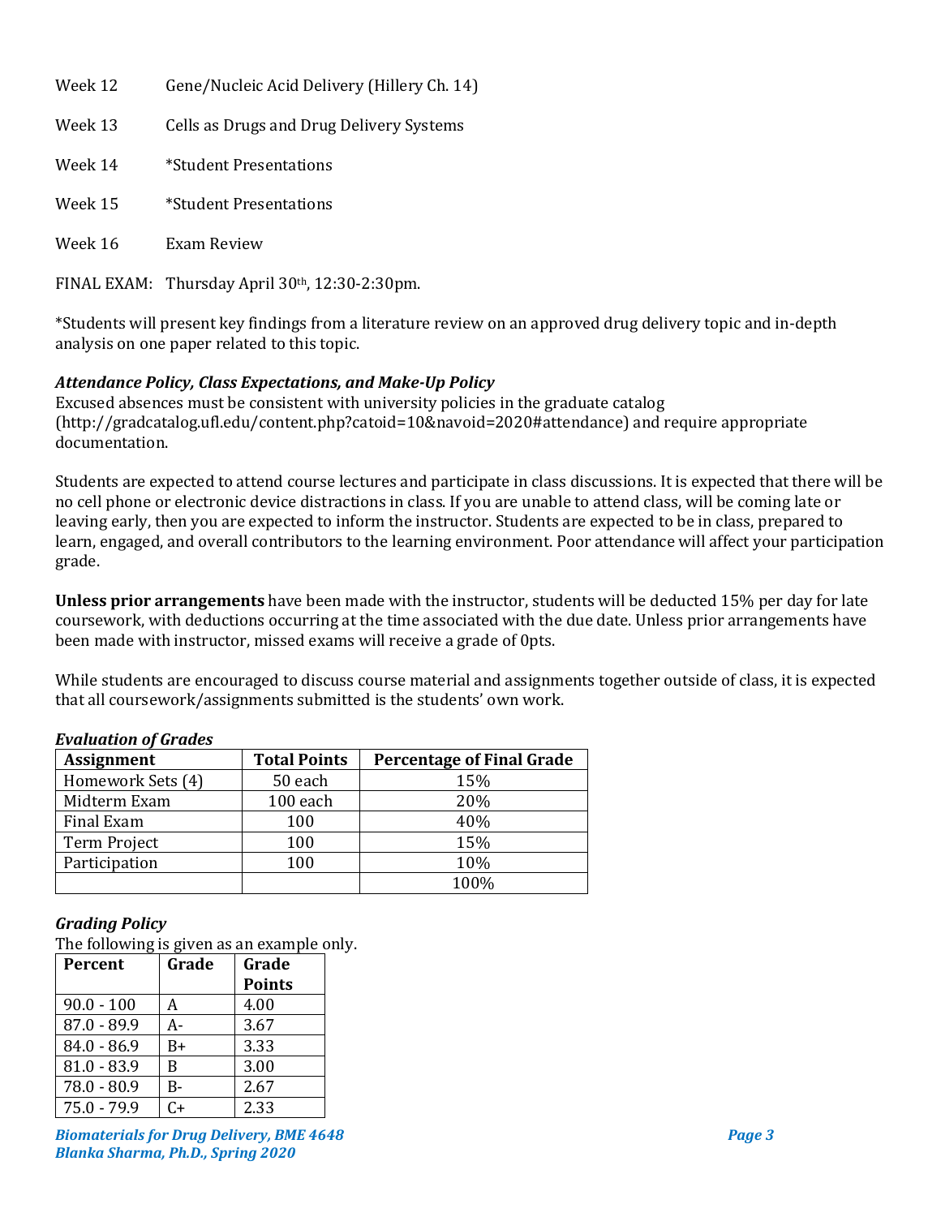Week 12 Gene/Nucleic Acid Delivery (Hillery Ch. 14)

Week 13 Cells as Drugs and Drug Delivery Systems

Week 14 *Student Presentations

Week 15 *Student Presentations

Week 16 Exam Review

FINAL EXAM: Thursday April 30th, 12:30-2:30pm.

*Students will present key findings from a literature review on an approved drug delivery topic and in-depth analysis on one paper related to this topic.

### *Attendance Policy, Class Expectations, and Make-Up Policy*

Excused absences must be consistent with university policies in the graduate catalog (http://gradcatalog.ufl.edu/content.php?catoid=10&navoid=2020#attendance) and require appropriate documentation.

Students are expected to attend course lectures and participate in class discussions. It is expected that there will be no cell phone or electronic device distractions in class. If you are unable to attend class, will be coming late or leaving early, then you are expected to inform the instructor. Students are expected to be in class, prepared to learn, engaged, and overall contributors to the learning environment. Poor attendance will affect your participation grade.

**Unless prior arrangements** have been made with the instructor, students will be deducted 15% per day for late coursework, with deductions occurring at the time associated with the due date. Unless prior arrangements have been made with instructor, missed exams will receive a grade of 0pts.

While students are encouraged to discuss course material and assignments together outside of class, it is expected that all coursework/assignments submitted is the students' own work.

### *Evaluation of Grades*

| Assignment | Total Points | Percentage of Final Grade |
|---|---|---|
| Homework Sets (4) | 50 each | 15% |
| Midterm Exam | 100 each | 20% |
| Final Exam | 100 | 40% |
| Term Project | 100 | 15% |
| Participation | 100 | 10% |
| | | 100% |

### *Grading Policy*

The following is given as an example only.

| Percent | Grade | Grade Points |
|---|---|---|
| 90.0 - 100 | A | 4.00 |
| 87.0 - 89.9 | A- | 3.67 |
| 84.0 - 86.9 | B+ | 3.33 |
| 81.0 - 83.9 | B | 3.00 |
| 78.0 - 80.9 | B- | 2.67 |
| 75.0 - 79.9 | C+ | 2.33 |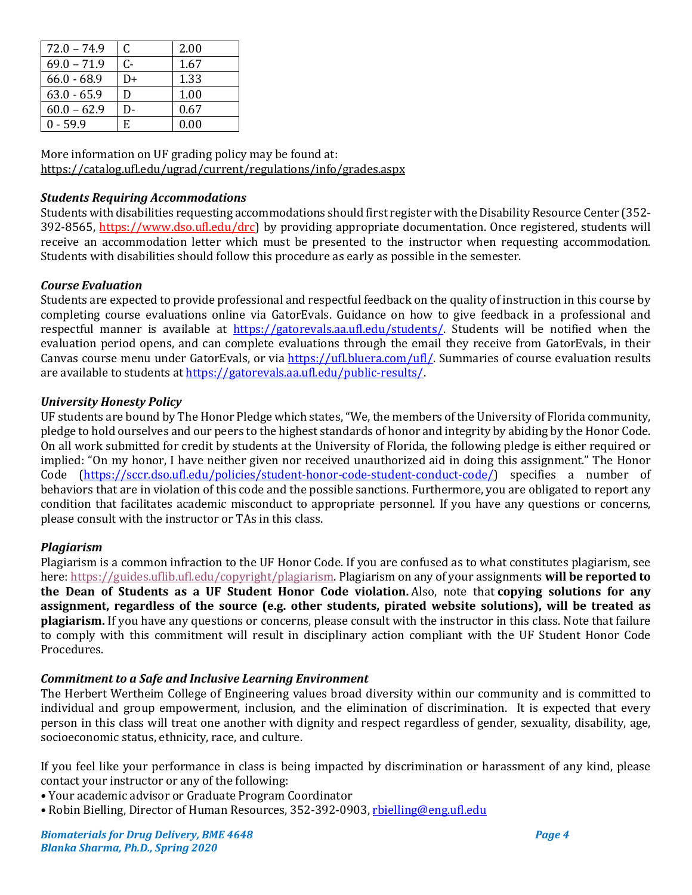| 72.0 – 74.9 | C | 2.00 |
|---|---|---|
| 69.0 – 71.9 | C- | 1.67 |
| 66.0 - 68.9 | D+ | 1.33 |
| 63.0 - 65.9 | D | 1.00 |
| 60.0 – 62.9 | D- | 0.67 |
| 0 - 59.9 | E | 0.00 |

More information on UF grading policy may be found at: https://catalog.ufl.edu/ugrad/current/regulations/info/grades.aspx

***Students Requiring Accommodations***

Students with disabilities requesting accommodations should first register with the Disability Resource Center (352-392-8565, https://www.dso.ufl.edu/drc) by providing appropriate documentation. Once registered, students will receive an accommodation letter which must be presented to the instructor when requesting accommodation. Students with disabilities should follow this procedure as early as possible in the semester.

***Course Evaluation***

Students are expected to provide professional and respectful feedback on the quality of instruction in this course by completing course evaluations online via GatorEvals. Guidance on how to give feedback in a professional and respectful manner is available at https://gatorevals.aa.ufl.edu/students/. Students will be notified when the evaluation period opens, and can complete evaluations through the email they receive from GatorEvals, in their Canvas course menu under GatorEvals, or via https://ufl.bluera.com/ufl/. Summaries of course evaluation results are available to students at https://gatorevals.aa.ufl.edu/public-results/.

***University Honesty Policy***

UF students are bound by The Honor Pledge which states, "We, the members of the University of Florida community, pledge to hold ourselves and our peers to the highest standards of honor and integrity by abiding by the Honor Code. On all work submitted for credit by students at the University of Florida, the following pledge is either required or implied: "On my honor, I have neither given nor received unauthorized aid in doing this assignment." The Honor Code (https://sccr.dso.ufl.edu/policies/student-honor-code-student-conduct-code/) specifies a number of behaviors that are in violation of this code and the possible sanctions. Furthermore, you are obligated to report any condition that facilitates academic misconduct to appropriate personnel. If you have any questions or concerns, please consult with the instructor or TAs in this class.

***Plagiarism***

Plagiarism is a common infraction to the UF Honor Code. If you are confused as to what constitutes plagiarism, see here: https://guides.uflib.ufl.edu/copyright/plagiarism. Plagiarism on any of your assignments **will be reported to the Dean of Students as a UF Student Honor Code violation.** Also, note that **copying solutions for any assignment, regardless of the source (e.g. other students, pirated website solutions), will be treated as plagiarism.** If you have any questions or concerns, please consult with the instructor in this class. Note that failure to comply with this commitment will result in disciplinary action compliant with the UF Student Honor Code Procedures.

***Commitment to a Safe and Inclusive Learning Environment***

The Herbert Wertheim College of Engineering values broad diversity within our community and is committed to individual and group empowerment, inclusion, and the elimination of discrimination. It is expected that every person in this class will treat one another with dignity and respect regardless of gender, sexuality, disability, age, socioeconomic status, ethnicity, race, and culture.

If you feel like your performance in class is being impacted by discrimination or harassment of any kind, please contact your instructor or any of the following:

- Your academic advisor or Graduate Program Coordinator
- Robin Bielling, Director of Human Resources, 352-392-0903, rbielling@eng.ufl.edu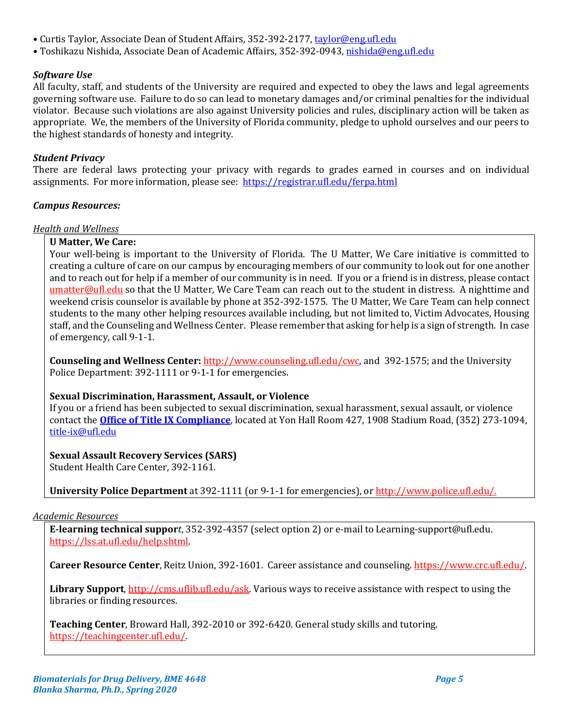• Curtis Taylor, Associate Dean of Student Affairs, 352-392-2177, taylor@eng.ufl.edu
• Toshikazu Nishida, Associate Dean of Academic Affairs, 352-392-0943, nishida@eng.ufl.edu

***Software Use***
All faculty, staff, and students of the University are required and expected to obey the laws and legal agreements governing software use. Failure to do so can lead to monetary damages and/or criminal penalties for the individual violator. Because such violations are also against University policies and rules, disciplinary action will be taken as appropriate. We, the members of the University of Florida community, pledge to uphold ourselves and our peers to the highest standards of honesty and integrity.

***Student Privacy***
There are federal laws protecting your privacy with regards to grades earned in courses and on individual assignments. For more information, please see: https://registrar.ufl.edu/ferpa.html

***Campus Resources:***

*Health and Wellness*

**U Matter, We Care:**
Your well-being is important to the University of Florida. The U Matter, We Care initiative is committed to creating a culture of care on our campus by encouraging members of our community to look out for one another and to reach out for help if a member of our community is in need. If you or a friend is in distress, please contact umatter@ufl.edu so that the U Matter, We Care Team can reach out to the student in distress. A nighttime and weekend crisis counselor is available by phone at 352-392-1575. The U Matter, We Care Team can help connect students to the many other helping resources available including, but not limited to, Victim Advocates, Housing staff, and the Counseling and Wellness Center. Please remember that asking for help is a sign of strength. In case of emergency, call 9-1-1.

**Counseling and Wellness Center:** http://www.counseling.ufl.edu/cwc, and 392-1575; and the University Police Department: 392-1111 or 9-1-1 for emergencies.

**Sexual Discrimination, Harassment, Assault, or Violence**
If you or a friend has been subjected to sexual discrimination, sexual harassment, sexual assault, or violence contact the **Office of Title IX Compliance**, located at Yon Hall Room 427, 1908 Stadium Road, (352) 273-1094, title-ix@ufl.edu

**Sexual Assault Recovery Services (SARS)**
Student Health Care Center, 392-1161.

**University Police Department** at 392-1111 (or 9-1-1 for emergencies), or http://www.police.ufl.edu/.

*Academic Resources*

**E-learning technical support**, 352-392-4357 (select option 2) or e-mail to Learning-support@ufl.edu. https://lss.at.ufl.edu/help.shtml.

**Career Resource Center**, Reitz Union, 392-1601. Career assistance and counseling. https://www.crc.ufl.edu/.

**Library Support**, http://cms.uflib.ufl.edu/ask. Various ways to receive assistance with respect to using the libraries or finding resources.

**Teaching Center**, Broward Hall, 392-2010 or 392-6420. General study skills and tutoring. https://teachingcenter.ufl.edu/.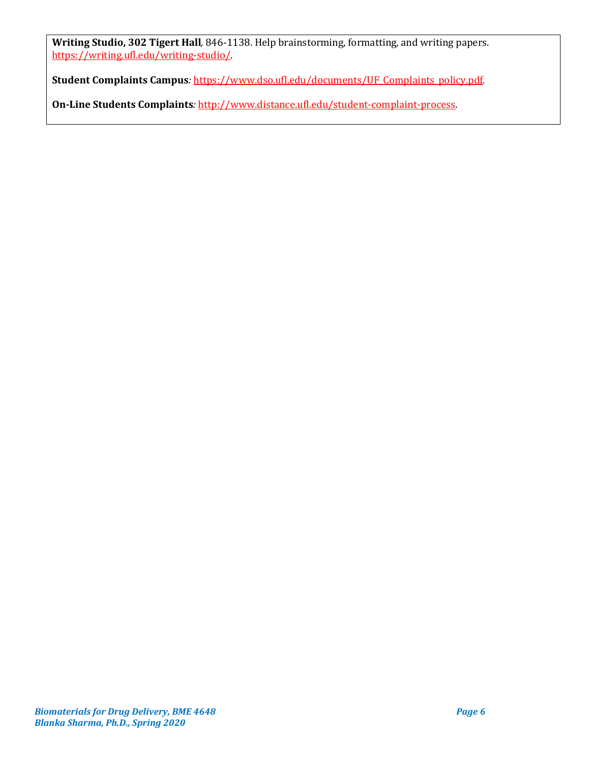**Writing Studio, 302 Tigert Hall**, 846-1138. Help brainstorming, formatting, and writing papers. https://writing.ufl.edu/writing-studio/.

**Student Complaints Campus***:* https://www.dso.ufl.edu/documents/UF_Complaints_policy.pdf.

**On-Line Students Complaints***:* http://www.distance.ufl.edu/student-complaint-process.